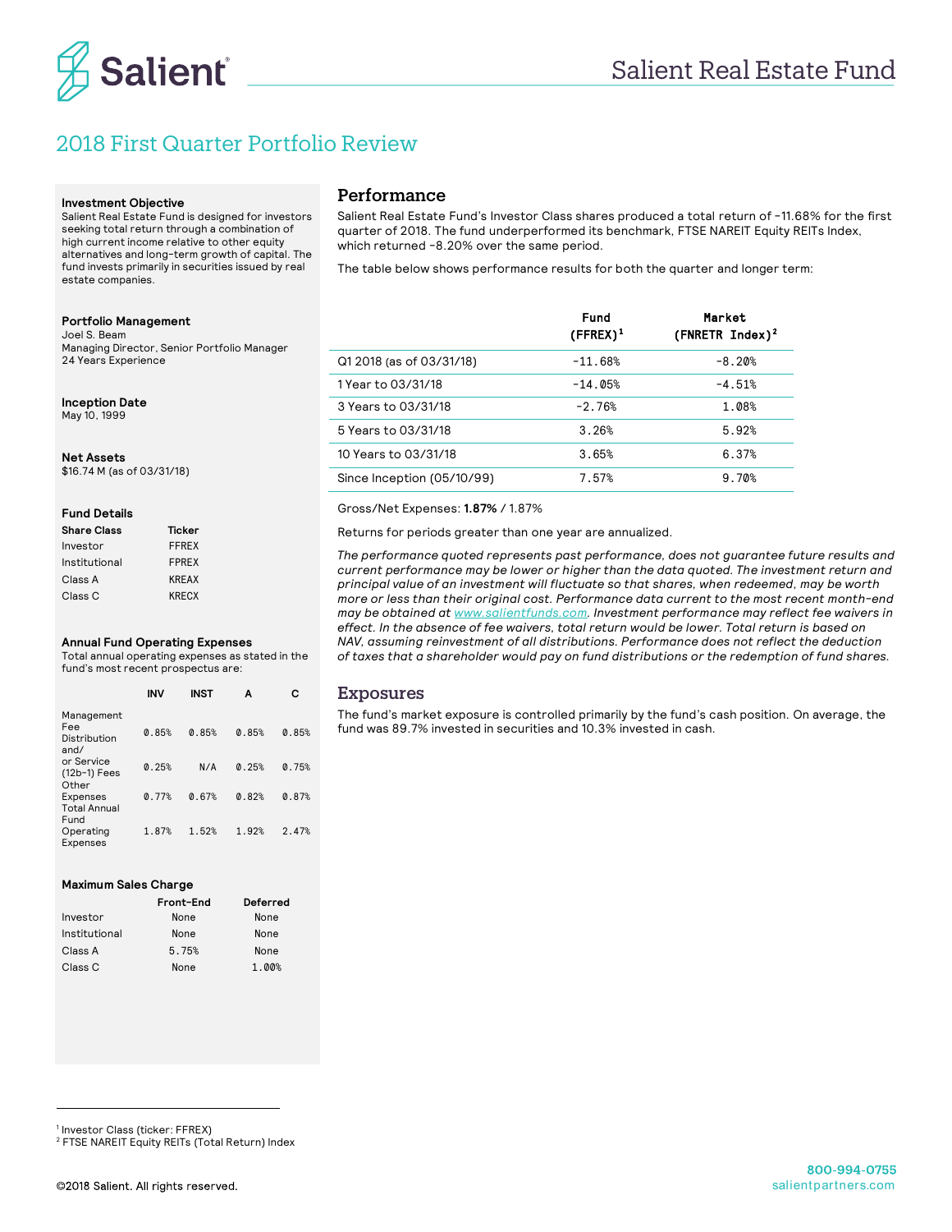# Salient Real Estate Fund

## 2018 First Quarter Portfolio Review

**Investment Objective**
Salient Real Estate Fund is designed for investors seeking total return through a combination of high current income relative to other equity alternatives and long-term growth of capital. The fund invests primarily in securities issued by real estate companies.

**Portfolio Management**
Joel S. Beam
Managing Director, Senior Portfolio Manager
24 Years Experience

**Inception Date**
May 10, 1999

**Net Assets**
$16.74 M (as of 03/31/18)

**Fund Details**

| Share Class | Ticker |
|---|---|
| Investor | FFREX |
| Institutional | FPREX |
| Class A | KREAX |
| Class C | KRECX |

**Annual Fund Operating Expenses**
Total annual operating expenses as stated in the fund's most recent prospectus are:

| | INV | INST | A | C |
|---|---|---|---|---|
| Management Fee | 0.85% | 0.85% | 0.85% | 0.85% |
| Distribution and/or Service (12b-1) Fees | 0.25% | N/A | 0.25% | 0.75% |
| Other Expenses | 0.77% | 0.67% | 0.82% | 0.87% |
| Total Annual Fund Operating Expenses | 1.87% | 1.52% | 1.92% | 2.47% |

**Maximum Sales Charge**

| | Front-End | Deferred |
|---|---|---|
| Investor | None | None |
| Institutional | None | None |
| Class A | 5.75% | None |
| Class C | None | 1.00% |

## Performance

Salient Real Estate Fund's Investor Class shares produced a total return of -11.68% for the first quarter of 2018. The fund underperformed its benchmark, FTSE NAREIT Equity REITs Index, which returned -8.20% over the same period.

The table below shows performance results for both the quarter and longer term:

| | Fund (FFREX)[1] | Market (FNRETR Index)[2] |
|---|---|---|
| Q1 2018 (as of 03/31/18) | -11.68% | -8.20% |
| 1 Year to 03/31/18 | -14.05% | -4.51% |
| 3 Years to 03/31/18 | -2.76% | 1.08% |
| 5 Years to 03/31/18 | 3.26% | 5.92% |
| 10 Years to 03/31/18 | 3.65% | 6.37% |
| Since Inception (05/10/99) | 7.57% | 9.70% |

Gross/Net Expenses: **1.87%** / 1.87%

Returns for periods greater than one year are annualized.

*The performance quoted represents past performance, does not guarantee future results and current performance may be lower or higher than the data quoted. The investment return and principal value of an investment will fluctuate so that shares, when redeemed, may be worth more or less than their original cost. Performance data current to the most recent month-end may be obtained at www.salientfunds.com. Investment performance may reflect fee waivers in effect. In the absence of fee waivers, total return would be lower. Total return is based on NAV, assuming reinvestment of all distributions. Performance does not reflect the deduction of taxes that a shareholder would pay on fund distributions or the redemption of fund shares.*

## Exposures

The fund's market exposure is controlled primarily by the fund's cash position. On average, the fund was 89.7% invested in securities and 10.3% invested in cash.

---

[1] Investor Class (ticker: FFREX)
[2] FTSE NAREIT Equity REITs (Total Return) Index

©2018 Salient. All rights reserved.

800-994-0755
salientpartners.com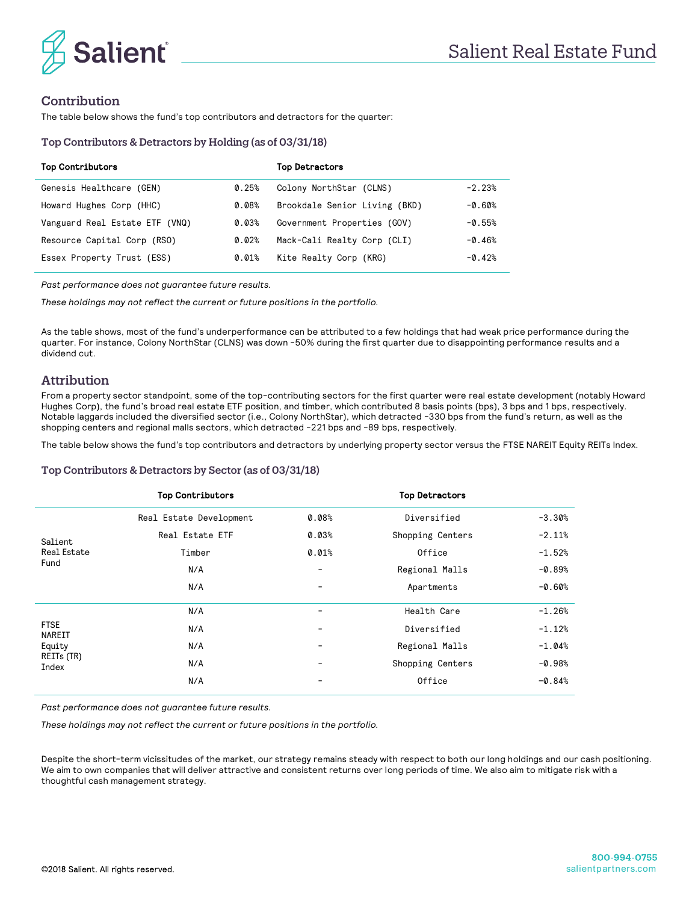## Contribution

The table below shows the fund's top contributors and detractors for the quarter:

### Top Contributors & Detractors by Holding (as of 03/31/18)

| Top Contributors | | Top Detractors | |
|---|---|---|---|
| Genesis Healthcare (GEN) | 0.25% | Colony NorthStar (CLNS) | -2.23% |
| Howard Hughes Corp (HHC) | 0.08% | Brookdale Senior Living (BKD) | -0.60% |
| Vanguard Real Estate ETF (VNQ) | 0.03% | Government Properties (GOV) | -0.55% |
| Resource Capital Corp (RSO) | 0.02% | Mack-Cali Realty Corp (CLI) | -0.46% |
| Essex Property Trust (ESS) | 0.01% | Kite Realty Corp (KRG) | -0.42% |

*Past performance does not guarantee future results.*

*These holdings may not reflect the current or future positions in the portfolio.*

As the table shows, most of the fund's underperformance can be attributed to a few holdings that had weak price performance during the quarter. For instance, Colony NorthStar (CLNS) was down -50% during the first quarter due to disappointing performance results and a dividend cut.

## Attribution

From a property sector standpoint, some of the top-contributing sectors for the first quarter were real estate development (notably Howard Hughes Corp), the fund's broad real estate ETF position, and timber, which contributed 8 basis points (bps), 3 bps and 1 bps, respectively. Notable laggards included the diversified sector (i.e., Colony NorthStar), which detracted -330 bps from the fund's return, as well as the shopping centers and regional malls sectors, which detracted -221 bps and -89 bps, respectively.

The table below shows the fund's top contributors and detractors by underlying property sector versus the FTSE NAREIT Equity REITs Index.

### Top Contributors & Detractors by Sector (as of 03/31/18)

| | Top Contributors | | Top Detractors | |
|---|---|---|---|---|
| Salient Real Estate Fund | Real Estate Development | 0.08% | Diversified | -3.30% |
| | Real Estate ETF | 0.03% | Shopping Centers | -2.11% |
| | Timber | 0.01% | Office | -1.52% |
| | N/A | - | Regional Malls | -0.89% |
| | N/A | - | Apartments | -0.60% |
| FTSE NAREIT Equity REITs (TR) Index | N/A | - | Health Care | -1.26% |
| | N/A | - | Diversified | -1.12% |
| | N/A | - | Regional Malls | -1.04% |
| | N/A | - | Shopping Centers | -0.98% |
| | N/A | - | Office | -0.84% |

*Past performance does not guarantee future results.*

*These holdings may not reflect the current or future positions in the portfolio.*

Despite the short-term vicissitudes of the market, our strategy remains steady with respect to both our long holdings and our cash positioning. We aim to own companies that will deliver attractive and consistent returns over long periods of time. We also aim to mitigate risk with a thoughtful cash management strategy.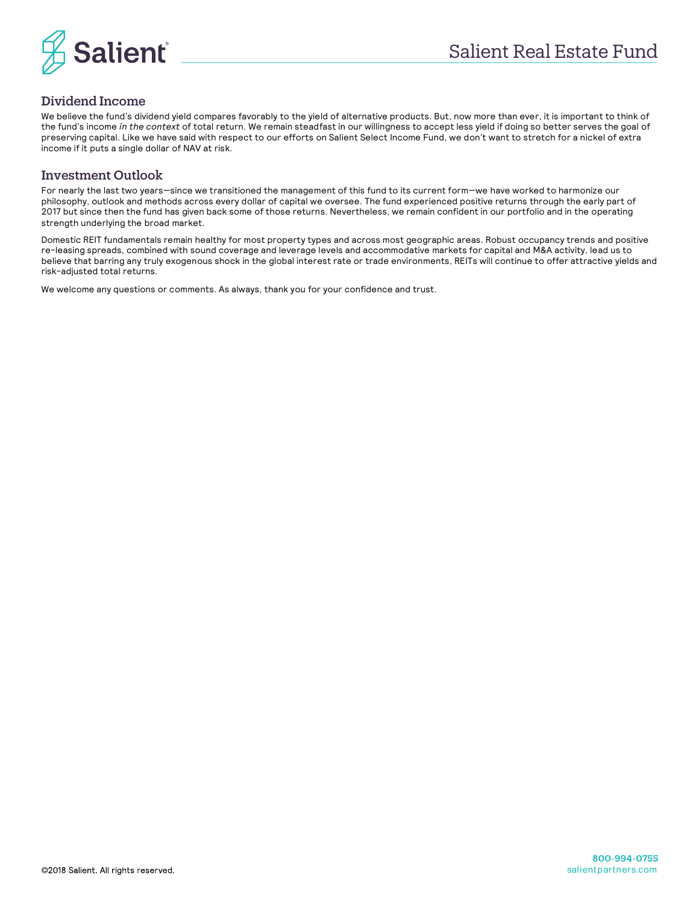## Dividend Income

We believe the fund's dividend yield compares favorably to the yield of alternative products. But, now more than ever, it is important to think of the fund's income *in the context* of total return. We remain steadfast in our willingness to accept less yield if doing so better serves the goal of preserving capital. Like we have said with respect to our efforts on Salient Select Income Fund, we don't want to stretch for a nickel of extra income if it puts a single dollar of NAV at risk.

## Investment Outlook

For nearly the last two years—since we transitioned the management of this fund to its current form—we have worked to harmonize our philosophy, outlook and methods across every dollar of capital we oversee. The fund experienced positive returns through the early part of 2017 but since then the fund has given back some of those returns. Nevertheless, we remain confident in our portfolio and in the operating strength underlying the broad market.

Domestic REIT fundamentals remain healthy for most property types and across most geographic areas. Robust occupancy trends and positive re-leasing spreads, combined with sound coverage and leverage levels and accommodative markets for capital and M&A activity, lead us to believe that barring any truly exogenous shock in the global interest rate or trade environments, REITs will continue to offer attractive yields and risk-adjusted total returns.

We welcome any questions or comments. As always, thank you for your confidence and trust.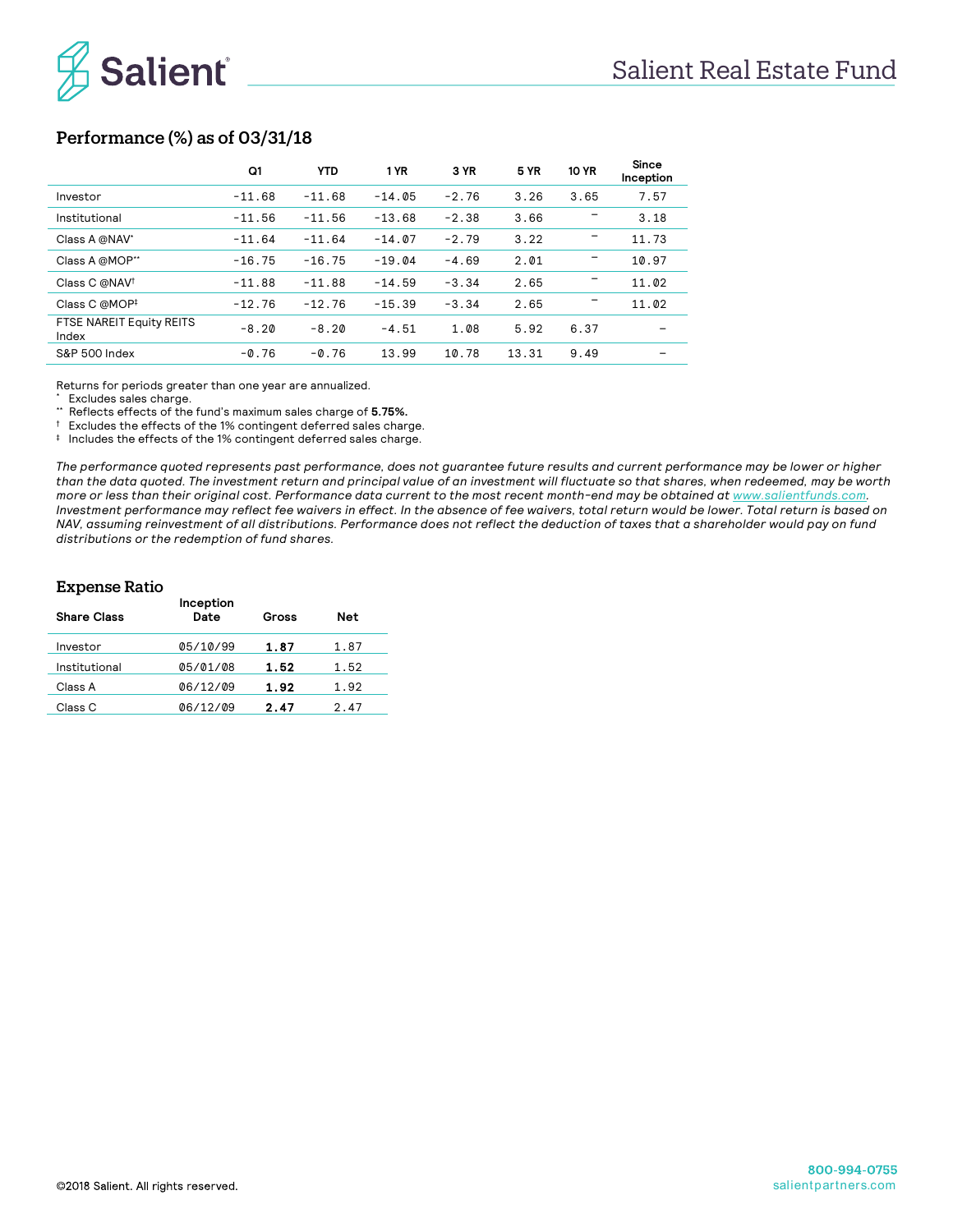# Salient Real Estate Fund

## Performance (%) as of 03/31/18

| | Q1 | YTD | 1 YR | 3 YR | 5 YR | 10 YR | Since Inception |
|---|---|---|---|---|---|---|---|
| Investor | -11.68 | -11.68 | -14.05 | -2.76 | 3.26 | 3.65 | 7.57 |
| Institutional | -11.56 | -11.56 | -13.68 | -2.38 | 3.66 | – | 3.18 |
| Class A @NAV* | -11.64 | -11.64 | -14.07 | -2.79 | 3.22 | – | 11.73 |
| Class A @MOP** | -16.75 | -16.75 | -19.04 | -4.69 | 2.01 | – | 10.97 |
| Class C @NAV† | -11.88 | -11.88 | -14.59 | -3.34 | 2.65 | – | 11.02 |
| Class C @MOP‡ | -12.76 | -12.76 | -15.39 | -3.34 | 2.65 | – | 11.02 |
| FTSE NAREIT Equity REITS Index | -8.20 | -8.20 | -4.51 | 1.08 | 5.92 | 6.37 | – |
| S&P 500 Index | -0.76 | -0.76 | 13.99 | 10.78 | 13.31 | 9.49 | – |

Returns for periods greater than one year are annualized.
* Excludes sales charge.
** Reflects effects of the fund's maximum sales charge of **5.75%.**
† Excludes the effects of the 1% contingent deferred sales charge.
‡ Includes the effects of the 1% contingent deferred sales charge.

*The performance quoted represents past performance, does not guarantee future results and current performance may be lower or higher than the data quoted. The investment return and principal value of an investment will fluctuate so that shares, when redeemed, may be worth more or less than their original cost. Performance data current to the most recent month-end may be obtained at www.salientfunds.com. Investment performance may reflect fee waivers in effect. In the absence of fee waivers, total return would be lower. Total return is based on NAV, assuming reinvestment of all distributions. Performance does not reflect the deduction of taxes that a shareholder would pay on fund distributions or the redemption of fund shares.*

## Expense Ratio

| Share Class | Inception Date | Gross | Net |
|---|---|---|---|
| Investor | 05/10/99 | **1.87** | 1.87 |
| Institutional | 05/01/08 | **1.52** | 1.52 |
| Class A | 06/12/09 | **1.92** | 1.92 |
| Class C | 06/12/09 | **2.47** | 2.47 |

©2018 Salient. All rights reserved.

**800-994-0755**
salientpartners.com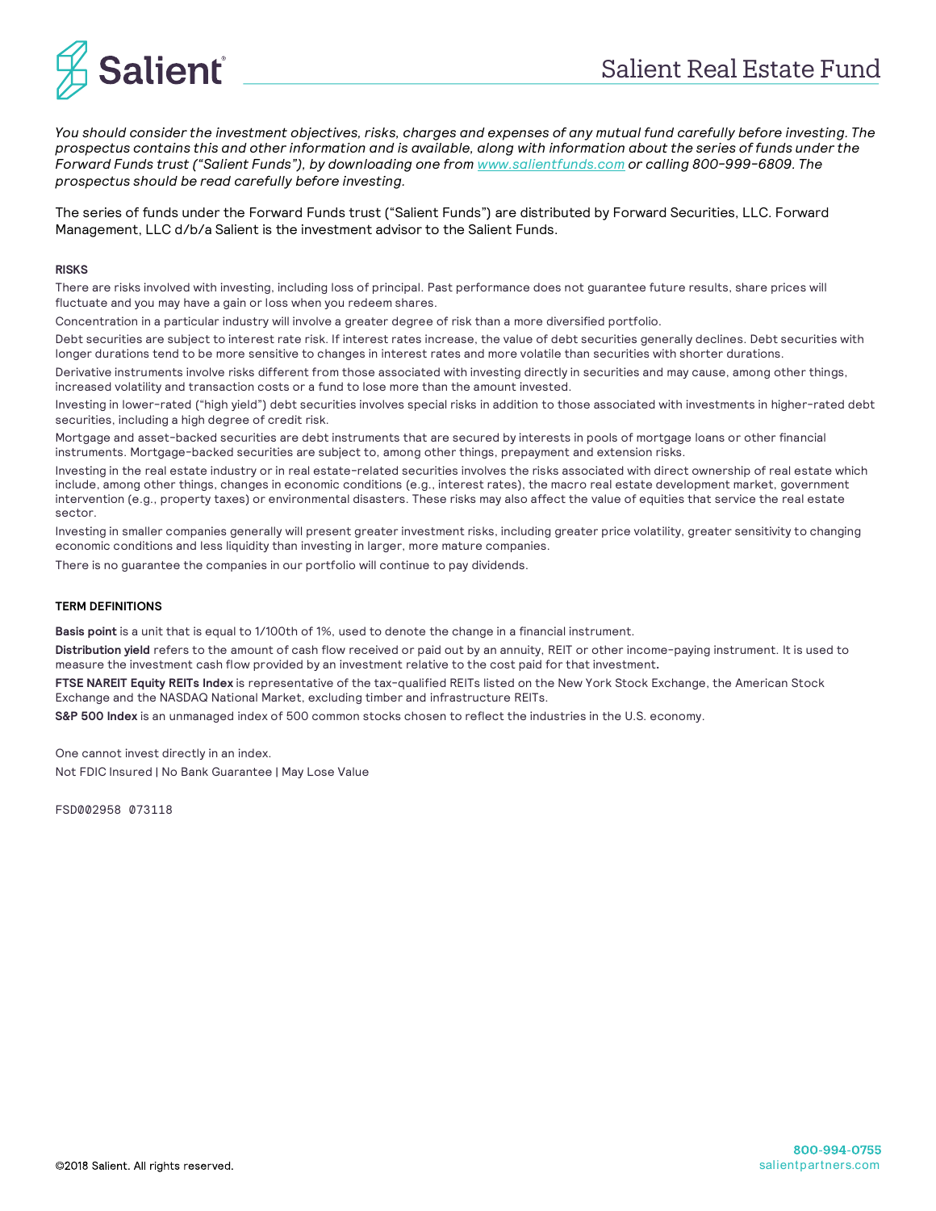*You should consider the investment objectives, risks, charges and expenses of any mutual fund carefully before investing. The prospectus contains this and other information and is available, along with information about the series of funds under the Forward Funds trust ("Salient Funds"), by downloading one from www.salientfunds.com or calling 800-999-6809. The prospectus should be read carefully before investing.*

The series of funds under the Forward Funds trust ("Salient Funds") are distributed by Forward Securities, LLC. Forward Management, LLC d/b/a Salient is the investment advisor to the Salient Funds.

#### RISKS

There are risks involved with investing, including loss of principal. Past performance does not guarantee future results, share prices will fluctuate and you may have a gain or loss when you redeem shares.

Concentration in a particular industry will involve a greater degree of risk than a more diversified portfolio.

Debt securities are subject to interest rate risk. If interest rates increase, the value of debt securities generally declines. Debt securities with longer durations tend to be more sensitive to changes in interest rates and more volatile than securities with shorter durations.

Derivative instruments involve risks different from those associated with investing directly in securities and may cause, among other things, increased volatility and transaction costs or a fund to lose more than the amount invested.

Investing in lower-rated ("high yield") debt securities involves special risks in addition to those associated with investments in higher-rated debt securities, including a high degree of credit risk.

Mortgage and asset-backed securities are debt instruments that are secured by interests in pools of mortgage loans or other financial instruments. Mortgage-backed securities are subject to, among other things, prepayment and extension risks.

Investing in the real estate industry or in real estate-related securities involves the risks associated with direct ownership of real estate which include, among other things, changes in economic conditions (e.g., interest rates), the macro real estate development market, government intervention (e.g., property taxes) or environmental disasters. These risks may also affect the value of equities that service the real estate sector.

Investing in smaller companies generally will present greater investment risks, including greater price volatility, greater sensitivity to changing economic conditions and less liquidity than investing in larger, more mature companies.

There is no guarantee the companies in our portfolio will continue to pay dividends.

#### TERM DEFINITIONS

**Basis point** is a unit that is equal to 1/100th of 1%, used to denote the change in a financial instrument.

**Distribution yield** refers to the amount of cash flow received or paid out by an annuity, REIT or other income-paying instrument. It is used to measure the investment cash flow provided by an investment relative to the cost paid for that investment.

**FTSE NAREIT Equity REITs Index** is representative of the tax-qualified REITs listed on the New York Stock Exchange, the American Stock Exchange and the NASDAQ National Market, excluding timber and infrastructure REITs.

**S&P 500 Index** is an unmanaged index of 500 common stocks chosen to reflect the industries in the U.S. economy.

One cannot invest directly in an index.

Not FDIC Insured | No Bank Guarantee | May Lose Value

FSD002958 073118

©2018 Salient. All rights reserved.

800-994-0755
salientpartners.com